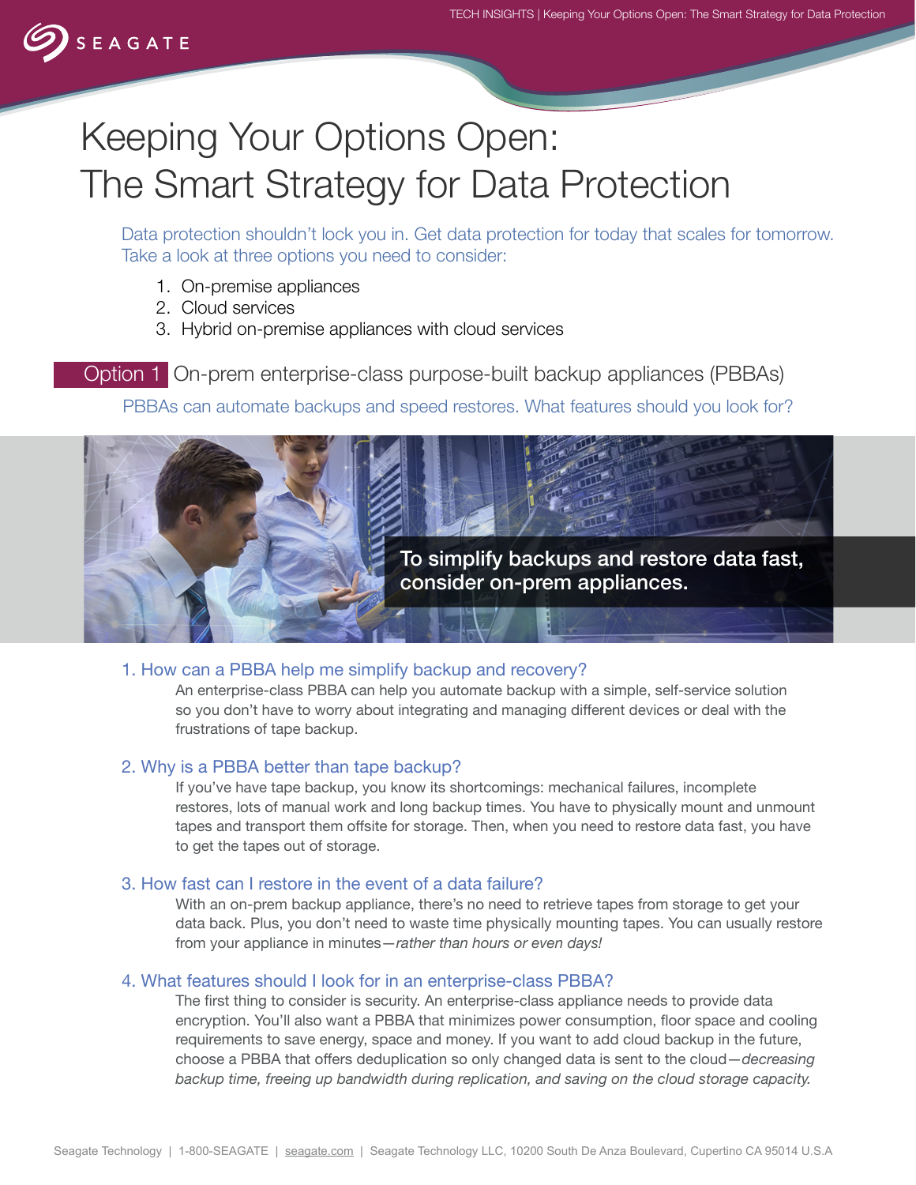# Keeping Your Options Open: The Smart Strategy for Data Protection

Data protection shouldn't lock you in. Get data protection for today that scales for tomorrow. Take a look at three options you need to consider:

1. On-premise appliances
2. Cloud services
3. Hybrid on-premise appliances with cloud services

## Option 1 On-prem enterprise-class purpose-built backup appliances (PBBAs)

PBBAs can automate backups and speed restores. What features should you look for?

**To simplify backups and restore data fast, consider on-prem appliances.**

### 1. How can a PBBA help me simplify backup and recovery?

An enterprise-class PBBA can help you automate backup with a simple, self-service solution so you don't have to worry about integrating and managing different devices or deal with the frustrations of tape backup.

### 2. Why is a PBBA better than tape backup?

If you've have tape backup, you know its shortcomings: mechanical failures, incomplete restores, lots of manual work and long backup times. You have to physically mount and unmount tapes and transport them offsite for storage. Then, when you need to restore data fast, you have to get the tapes out of storage.

### 3. How fast can I restore in the event of a data failure?

With an on-prem backup appliance, there's no need to retrieve tapes from storage to get your data back. Plus, you don't need to waste time physically mounting tapes. You can usually restore from your appliance in minutes—*rather than hours or even days!*

### 4. What features should I look for in an enterprise-class PBBA?

The first thing to consider is security. An enterprise-class appliance needs to provide data encryption. You'll also want a PBBA that minimizes power consumption, floor space and cooling requirements to save energy, space and money. If you want to add cloud backup in the future, choose a PBBA that offers deduplication so only changed data is sent to the cloud—*decreasing backup time, freeing up bandwidth during replication, and saving on the cloud storage capacity.*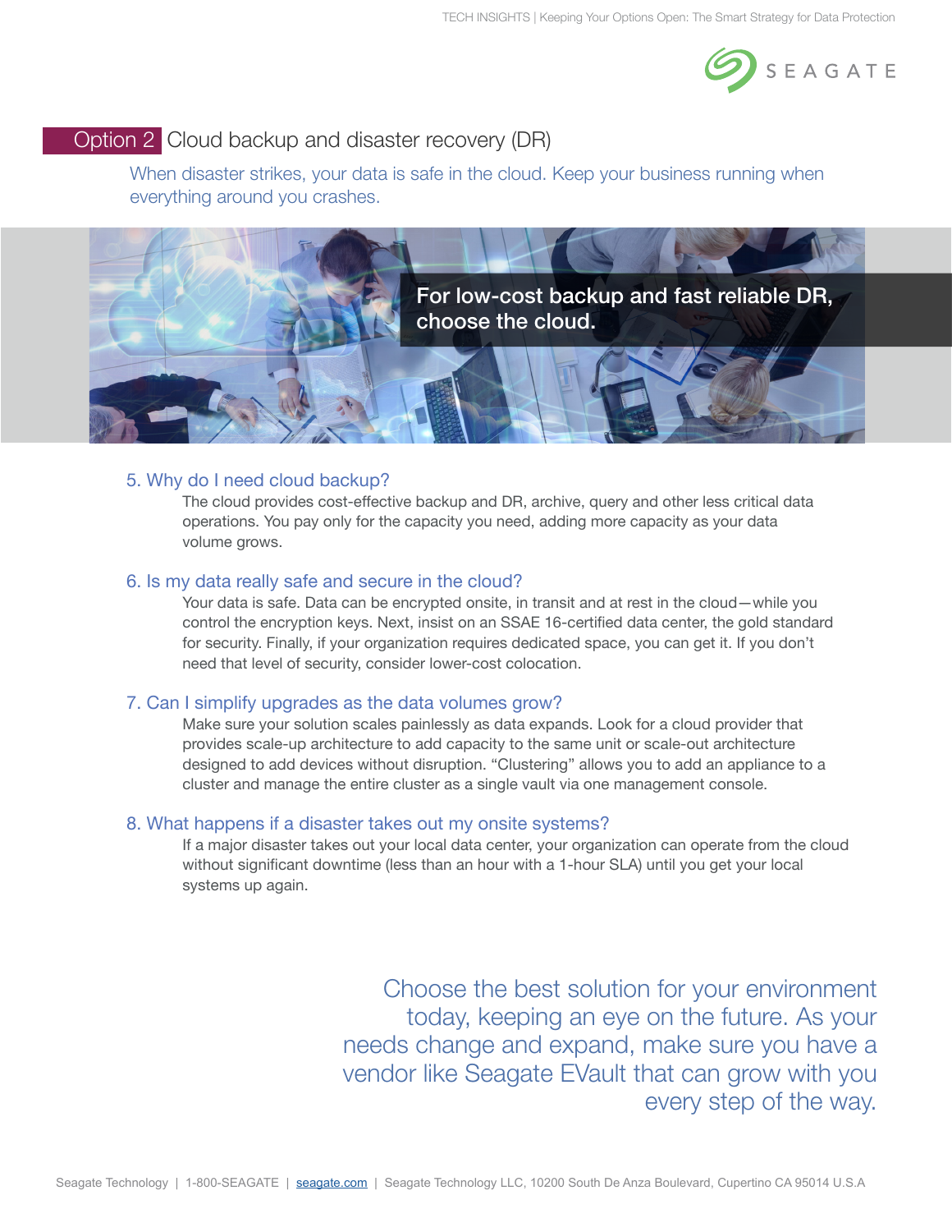## Option 2 Cloud backup and disaster recovery (DR)

When disaster strikes, your data is safe in the cloud. Keep your business running when everything around you crashes.

For low-cost backup and fast reliable DR, choose the cloud.

### 5. Why do I need cloud backup?

The cloud provides cost-effective backup and DR, archive, query and other less critical data operations. You pay only for the capacity you need, adding more capacity as your data volume grows.

### 6. Is my data really safe and secure in the cloud?

Your data is safe. Data can be encrypted onsite, in transit and at rest in the cloud—while you control the encryption keys. Next, insist on an SSAE 16-certified data center, the gold standard for security. Finally, if your organization requires dedicated space, you can get it. If you don't need that level of security, consider lower-cost colocation.

### 7. Can I simplify upgrades as the data volumes grow?

Make sure your solution scales painlessly as data expands. Look for a cloud provider that provides scale-up architecture to add capacity to the same unit or scale-out architecture designed to add devices without disruption. "Clustering" allows you to add an appliance to a cluster and manage the entire cluster as a single vault via one management console.

### 8. What happens if a disaster takes out my onsite systems?

If a major disaster takes out your local data center, your organization can operate from the cloud without significant downtime (less than an hour with a 1-hour SLA) until you get your local systems up again.

Choose the best solution for your environment today, keeping an eye on the future. As your needs change and expand, make sure you have a vendor like Seagate EVault that can grow with you every step of the way.

Seagate Technology | 1-800-SEAGATE | seagate.com | Seagate Technology LLC, 10200 South De Anza Boulevard, Cupertino CA 95014 U.S.A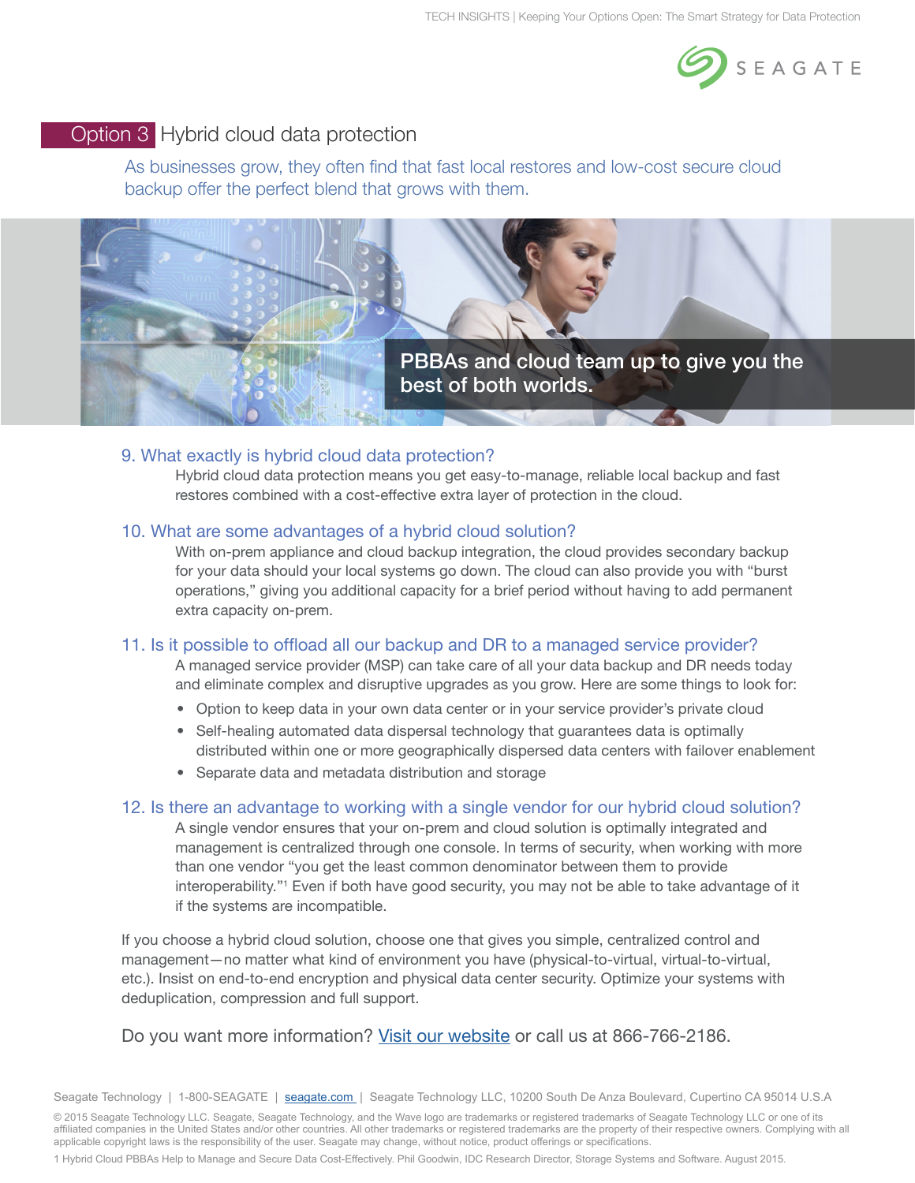## Option 3 Hybrid cloud data protection

As businesses grow, they often find that fast local restores and low-cost secure cloud backup offer the perfect blend that grows with them.

PBBAs and cloud team up to give you the best of both worlds.

### 9. What exactly is hybrid cloud data protection?

Hybrid cloud data protection means you get easy-to-manage, reliable local backup and fast restores combined with a cost-effective extra layer of protection in the cloud.

### 10. What are some advantages of a hybrid cloud solution?

With on-prem appliance and cloud backup integration, the cloud provides secondary backup for your data should your local systems go down. The cloud can also provide you with "burst operations," giving you additional capacity for a brief period without having to add permanent extra capacity on-prem.

### 11. Is it possible to offload all our backup and DR to a managed service provider?

A managed service provider (MSP) can take care of all your data backup and DR needs today and eliminate complex and disruptive upgrades as you grow. Here are some things to look for:

- Option to keep data in your own data center or in your service provider's private cloud
- Self-healing automated data dispersal technology that guarantees data is optimally distributed within one or more geographically dispersed data centers with failover enablement
- Separate data and metadata distribution and storage

### 12. Is there an advantage to working with a single vendor for our hybrid cloud solution?

A single vendor ensures that your on-prem and cloud solution is optimally integrated and management is centralized through one console. In terms of security, when working with more than one vendor "you get the least common denominator between them to provide interoperability."[1] Even if both have good security, you may not be able to take advantage of it if the systems are incompatible.

If you choose a hybrid cloud solution, choose one that gives you simple, centralized control and management—no matter what kind of environment you have (physical-to-virtual, virtual-to-virtual, etc.). Insist on end-to-end encryption and physical data center security. Optimize your systems with deduplication, compression and full support.

Do you want more information? [Visit our website](https://www.seagate.com) or call us at 866-766-2186.

Seagate Technology | 1-800-SEAGATE | seagate.com | Seagate Technology LLC, 10200 South De Anza Boulevard, Cupertino CA 95014 U.S.A

© 2015 Seagate Technology LLC. Seagate, Seagate Technology, and the Wave logo are trademarks or registered trademarks of Seagate Technology LLC or one of its affiliated companies in the United States and/or other countries. All other trademarks or registered trademarks are the property of their respective owners. Complying with all applicable copyright laws is the responsibility of the user. Seagate may change, without notice, product offerings or specifications.

1 Hybrid Cloud PBBAs Help to Manage and Secure Data Cost-Effectively. Phil Goodwin, IDC Research Director, Storage Systems and Software. August 2015.